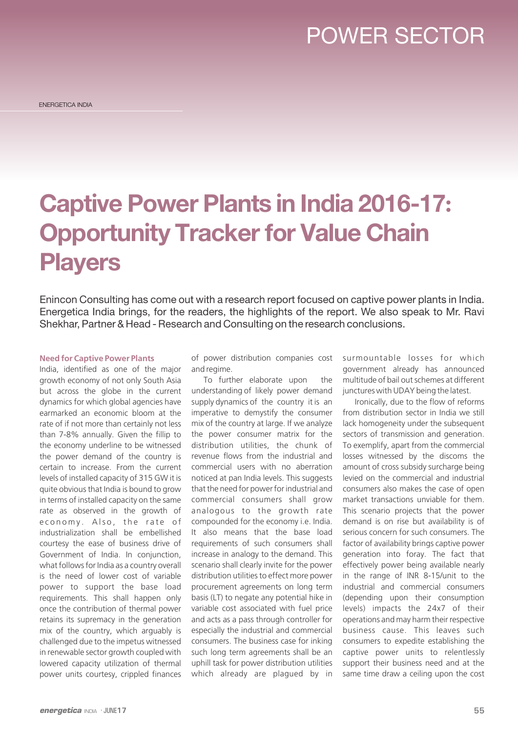# Captive Power Plants in India 2016-17: Opportunity Tracker for Value Chain Players

Enincon Consulting has come out with a research report focused on captive power plants in India. Energetica India brings, for the readers, the highlights of the report. We also speak to Mr. Ravi Shekhar, Partner & Head - Research and Consulting on the research conclusions.

### Need for Captive Power Plants

India, identified as one of the major growth economy of not only South Asia but across the globe in the current dynamics for which global agencies have earmarked an economic bloom at the rate of if not more than certainly not less than 7-8% annually. Given the fillip to the economy underline to be witnessed the power demand of the country is certain to increase. From the current levels of installed capacity of 315 GW it is quite obvious that India is bound to grow in terms of installed capacity on the same rate as observed in the growth of economy. Also, the rate of industrialization shall be embellished courtesy the ease of business drive of Government of India. In conjunction, what follows for India as a country overall is the need of lower cost of variable power to support the base load requirements. This shall happen only once the contribution of thermal power retains its supremacy in the generation mix of the country, which arguably is challenged due to the impetus witnessed in renewable sector growth coupled with lowered capacity utilization of thermal power units courtesy, crippled finances of power distribution companies cost and regime.

To further elaborate upon the understanding of likely power demand supply dynamics of the country it is an imperative to demystify the consumer mix of the country at large. If we analyze the power consumer matrix for the distribution utilities, the chunk of revenue flows from the industrial and commercial users with no aberration noticed at pan India levels. This suggests that the need for power for industrial and commercial consumers shall grow analogous to the growth rate compounded for the economy i.e. India. It also means that the base load requirements of such consumers shall increase in analogy to the demand. This scenario shall clearly invite for the power distribution utilities to effect more power procurement agreements on long term basis (LT) to negate any potential hike in variable cost associated with fuel price and acts as a pass through controller for especially the industrial and commercial consumers. The business case for inking such long term agreements shall be an uphill task for power distribution utilities which already are plagued by in surmountable losses for which government already has announced multitude of bail out schemes at different junctures with UDAY being the latest.

Ironically, due to the flow of reforms from distribution sector in India we still lack homogeneity under the subsequent sectors of transmission and generation. To exemplify, apart from the commercial losses witnessed by the discoms the amount of cross subsidy surcharge being levied on the commercial and industrial consumers also makes the case of open market transactions unviable for them. This scenario projects that the power demand is on rise but availability is of serious concern for such consumers. The factor of availability brings captive power generation into foray. The fact that effectively power being available nearly in the range of INR 8-15/unit to the industrial and commercial consumers (depending upon their consumption levels) impacts the 24x7 of their operations and may harm their respective business cause. This leaves such consumers to expedite establishing the captive power units to relentlessly support their business need and at the same time draw a ceiling upon the cost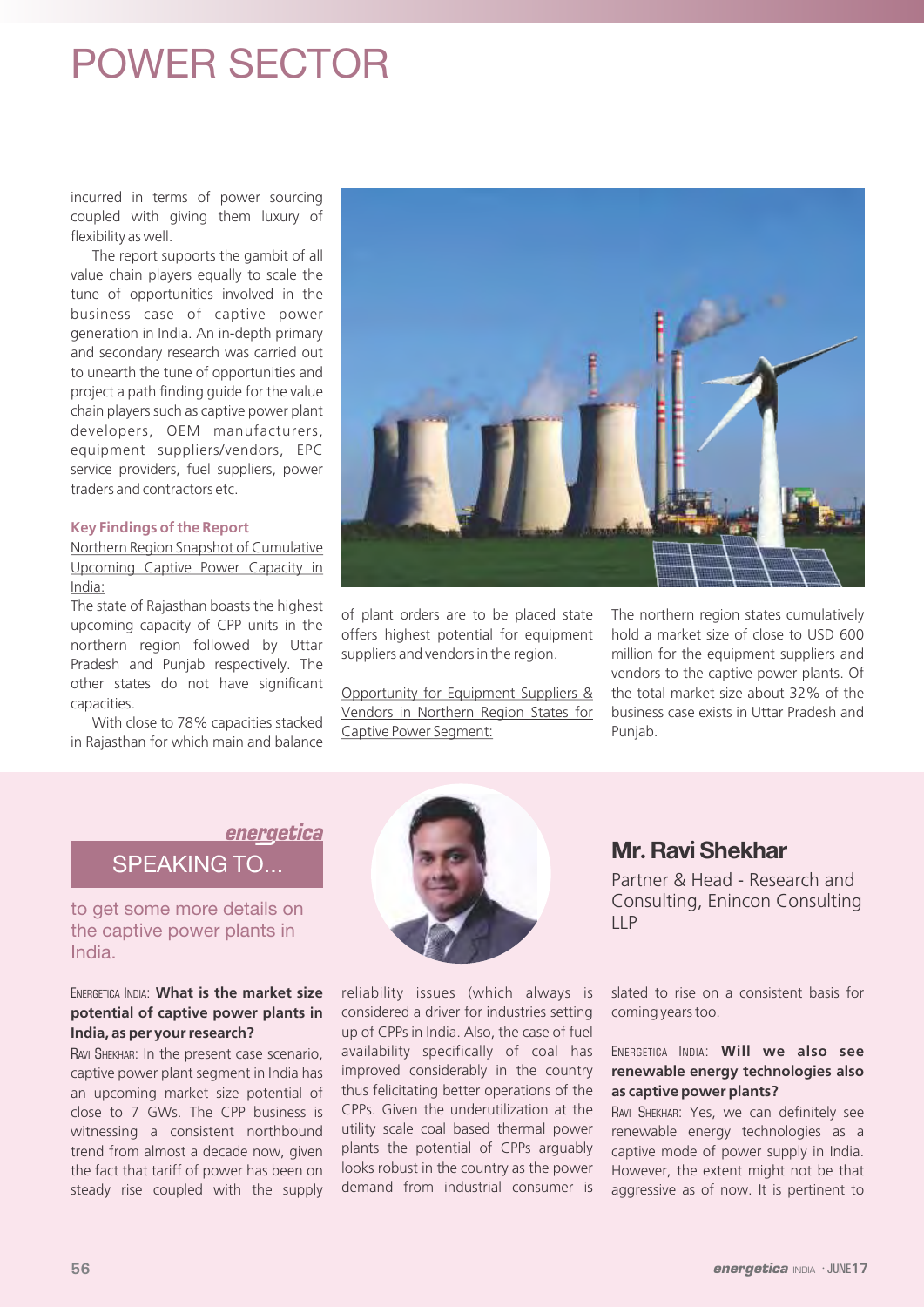incurred in terms of power sourcing coupled with giving them luxury of flexibility as well.

The report supports the gambit of all value chain players equally to scale the tune of opportunities involved in the business case of captive power generation in India. An in-depth primary and secondary research was carried out to unearth the tune of opportunities and project a path finding guide for the value chain players such as captive power plant developers, OEM manufacturers, equipment suppliers/vendors, EPC service providers, fuel suppliers, power traders and contractors etc.

### Key Findings of the Report

Northern Region Snapshot of Cumulative Upcoming Captive Power Capacity in India:

The state of Rajasthan boasts the highest upcoming capacity of CPP units in the northern region followed by Uttar Pradesh and Punjab respectively. The other states do not have significant capacities.

With close to 78% capacities stacked in Rajasthan for which main and balance of plant orders are to be placed state offers highest potential for equipment suppliers and vendors in the region.

Opportunity for Equipment Suppliers & Vendors in Northern Region States for Captive Power Segment:

The northern region states cumulatively hold a market size of close to USD 600 million for the equipment suppliers and vendors to the captive power plants. Of the total market size about 32% of the business case exists in Uttar Pradesh and Punjab.

## energetica SPEAKING TO...

to get some more details on the captive power plants in India.

## Mr. Ravi Shekhar

Partner & Head - Research and Consulting, Enincon Consulting LLP

ENERGETICA INDIA: **What is the market size potential of captive power plants in India, as per your research?**

RAVI SHEKHAR: In the present case scenario, captive power plant segment in India has an upcoming market size potential of close to 7 GWs. The CPP business is witnessing a consistent northbound trend from almost a decade now, given the fact that tariff of power has been on steady rise coupled with the supply reliability issues (which always is considered a driver for industries setting up of CPPs in India. Also, the case of fuel availability specifically of coal has improved considerably in the country thus felicitating better operations of the CPPs. Given the underutilization at the utility scale coal based thermal power plants the potential of CPPs arguably looks robust in the country as the power demand from industrial consumer is slated to rise on a consistent basis for coming years too.

ENERGETICA INDIA: **Will we also see renewable energy technologies also as captive power plants?**

RAVI SHEKHAR: Yes, we can definitely see renewable energy technologies as a captive mode of power supply in India. However, the extent might not be that aggressive as of now. It is pertinent to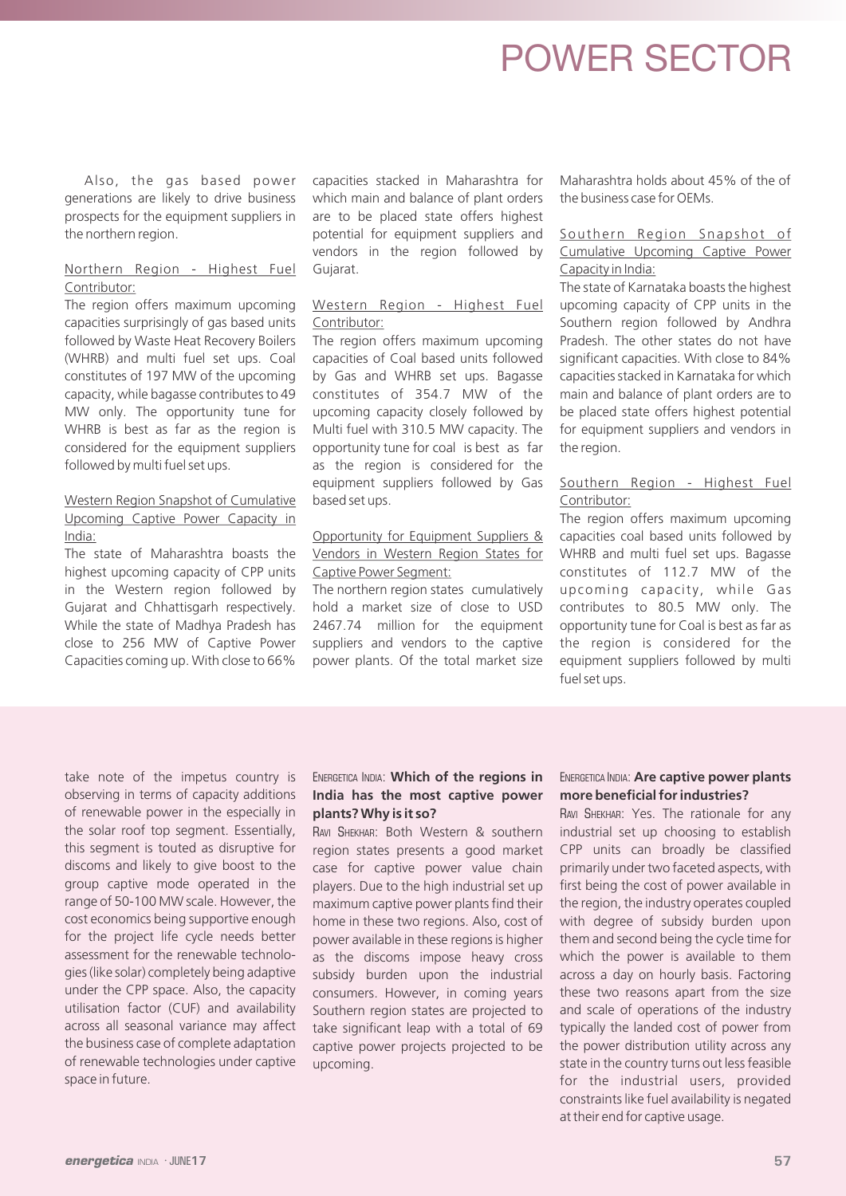Also, the gas based power generations are likely to drive business prospects for the equipment suppliers in the northern region.

Northern Region - Highest Fuel Contributor:

The region offers maximum upcoming capacities surprisingly of gas based units followed by Waste Heat Recovery Boilers (WHRB) and multi fuel set ups. Coal constitutes of 197 MW of the upcoming capacity, while bagasse contributes to 49 MW only. The opportunity tune for WHRB is best as far as the region is considered for the equipment suppliers followed by multi fuel set ups.

Western Region Snapshot of Cumulative Upcoming Captive Power Capacity in India:

The state of Maharashtra boasts the highest upcoming capacity of CPP units in the Western region followed by Gujarat and Chhattisgarh respectively. While the state of Madhya Pradesh has close to 256 MW of Captive Power Capacities coming up. With close to 66% capacities stacked in Maharashtra for which main and balance of plant orders are to be placed state offers highest potential for equipment suppliers and vendors in the region followed by Gujarat.

Western Region - Highest Fuel Contributor:

The region offers maximum upcoming capacities of Coal based units followed by Gas and WHRB set ups. Bagasse constitutes of 354.7 MW of the upcoming capacity closely followed by Multi fuel with 310.5 MW capacity. The opportunity tune for coal is best as far as the region is considered for the equipment suppliers followed by Gas based set ups.

Opportunity for Equipment Suppliers & Vendors in Western Region States for Captive Power Segment:

The northern region states cumulatively hold a market size of close to USD 2467.74 million for the equipment suppliers and vendors to the captive power plants. Of the total market size Maharashtra holds about 45% of the of the business case for OEMs.

Southern Region Snapshot of Cumulative Upcoming Captive Power Capacity in India:

The state of Karnataka boasts the highest upcoming capacity of CPP units in the Southern region followed by Andhra Pradesh. The other states do not have significant capacities. With close to 84% capacities stacked in Karnataka for which main and balance of plant orders are to be placed state offers highest potential for equipment suppliers and vendors in the region.

Southern Region - Highest Fuel Contributor:

The region offers maximum upcoming capacities coal based units followed by WHRB and multi fuel set ups. Bagasse constitutes of 112.7 MW of the upcoming capacity, while Gas contributes to 80.5 MW only. The opportunity tune for Coal is best as far as the region is considered for the equipment suppliers followed by multi fuel set ups.

take note of the impetus country is observing in terms of capacity additions of renewable power in the especially in the solar roof top segment. Essentially, this segment is touted as disruptive for discoms and likely to give boost to the group captive mode operated in the range of 50-100 MW scale. However, the cost economics being supportive enough for the project life cycle needs better assessment for the renewable technologies (like solar) completely being adaptive under the CPP space. Also, the capacity utilisation factor (CUF) and availability across all seasonal variance may affect the business case of complete adaptation of renewable technologies under captive space in future.

ENERGETICA INDIA: **Which of the regions in India has the most captive power plants? Why is it so?**

RAVI SHEKHAR: Both Western & southern region states presents a good market case for captive power value chain players. Due to the high industrial set up maximum captive power plants find their home in these two regions. Also, cost of power available in these regions is higher as the discoms impose heavy cross subsidy burden upon the industrial consumers. However, in coming years Southern region states are projected to take significant leap with a total of 69 captive power projects projected to be upcoming.

ENERGETICA INDIA: **Are captive power plants more beneficial for industries?**

RAVI SHEKHAR: Yes. The rationale for any industrial set up choosing to establish CPP units can broadly be classified primarily under two faceted aspects, with first being the cost of power available in the region, the industry operates coupled with degree of subsidy burden upon them and second being the cycle time for which the power is available to them across a day on hourly basis. Factoring these two reasons apart from the size and scale of operations of the industry typically the landed cost of power from the power distribution utility across any state in the country turns out less feasible for the industrial users, provided constraints like fuel availability is negated at their end for captive usage.